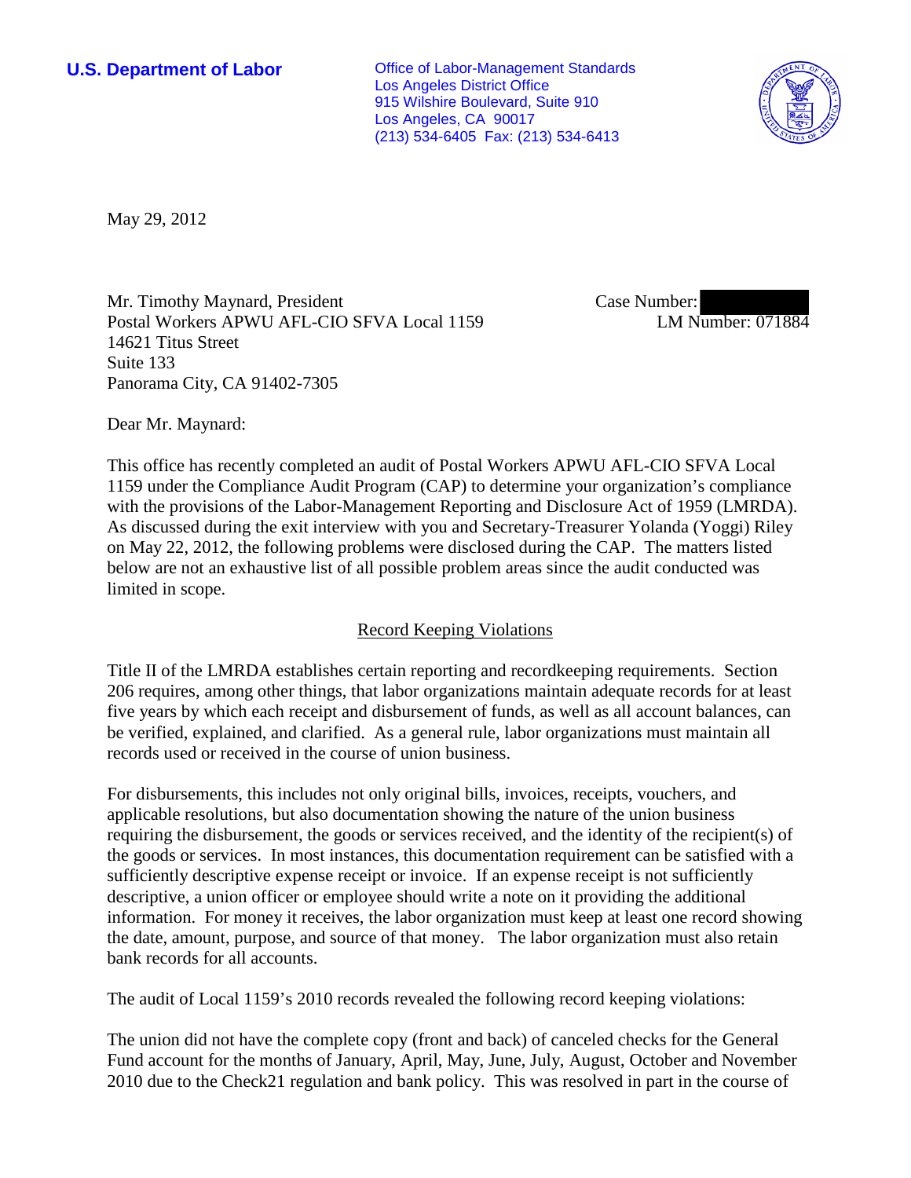**U.S. Department of Labor**

Office of Labor-Management Standards
Los Angeles District Office
915 Wilshire Boulevard, Suite 910
Los Angeles, CA 90017
(213) 534-6405 Fax: (213) 534-6413

May 29, 2012

Mr. Timothy Maynard, President
Postal Workers APWU AFL-CIO SFVA Local 1159
14621 Titus Street
Suite 133
Panorama City, CA 91402-7305

Case Number:
LM Number: 071884

Dear Mr. Maynard:

This office has recently completed an audit of Postal Workers APWU AFL-CIO SFVA Local 1159 under the Compliance Audit Program (CAP) to determine your organization's compliance with the provisions of the Labor-Management Reporting and Disclosure Act of 1959 (LMRDA). As discussed during the exit interview with you and Secretary-Treasurer Yolanda (Yoggi) Riley on May 22, 2012, the following problems were disclosed during the CAP. The matters listed below are not an exhaustive list of all possible problem areas since the audit conducted was limited in scope.

## Record Keeping Violations

Title II of the LMRDA establishes certain reporting and recordkeeping requirements. Section 206 requires, among other things, that labor organizations maintain adequate records for at least five years by which each receipt and disbursement of funds, as well as all account balances, can be verified, explained, and clarified. As a general rule, labor organizations must maintain all records used or received in the course of union business.

For disbursements, this includes not only original bills, invoices, receipts, vouchers, and applicable resolutions, but also documentation showing the nature of the union business requiring the disbursement, the goods or services received, and the identity of the recipient(s) of the goods or services. In most instances, this documentation requirement can be satisfied with a sufficiently descriptive expense receipt or invoice. If an expense receipt is not sufficiently descriptive, a union officer or employee should write a note on it providing the additional information. For money it receives, the labor organization must keep at least one record showing the date, amount, purpose, and source of that money. The labor organization must also retain bank records for all accounts.

The audit of Local 1159's 2010 records revealed the following record keeping violations:

The union did not have the complete copy (front and back) of canceled checks for the General Fund account for the months of January, April, May, June, July, August, October and November 2010 due to the Check21 regulation and bank policy. This was resolved in part in the course of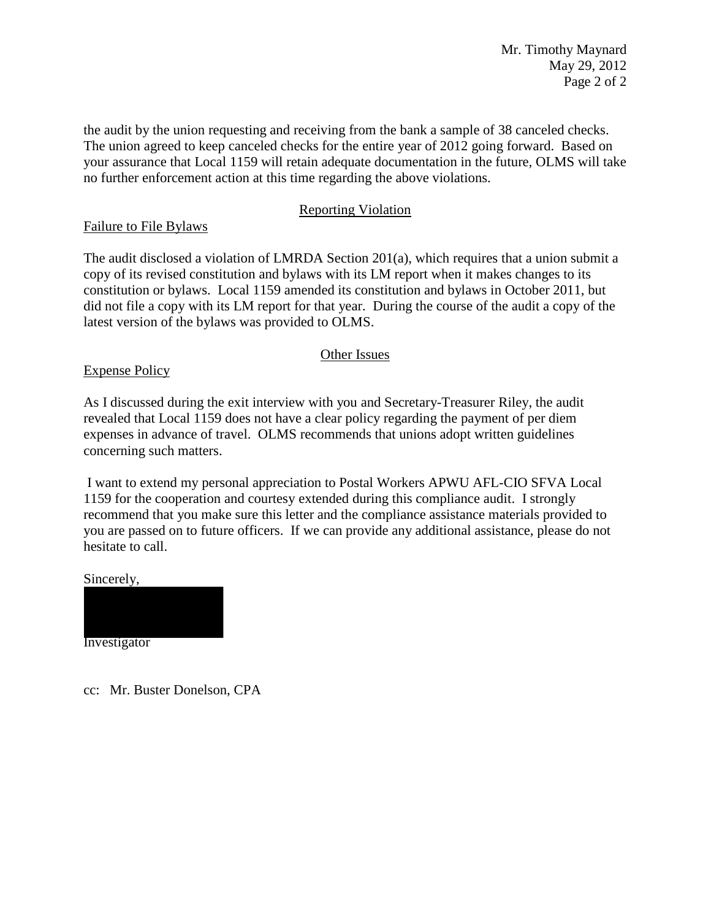the audit by the union requesting and receiving from the bank a sample of 38 canceled checks. The union agreed to keep canceled checks for the entire year of 2012 going forward. Based on your assurance that Local 1159 will retain adequate documentation in the future, OLMS will take no further enforcement action at this time regarding the above violations.

## Reporting Violation

### Failure to File Bylaws

The audit disclosed a violation of LMRDA Section 201(a), which requires that a union submit a copy of its revised constitution and bylaws with its LM report when it makes changes to its constitution or bylaws. Local 1159 amended its constitution and bylaws in October 2011, but did not file a copy with its LM report for that year. During the course of the audit a copy of the latest version of the bylaws was provided to OLMS.

## Other Issues

### Expense Policy

As I discussed during the exit interview with you and Secretary-Treasurer Riley, the audit revealed that Local 1159 does not have a clear policy regarding the payment of per diem expenses in advance of travel. OLMS recommends that unions adopt written guidelines concerning such matters.

I want to extend my personal appreciation to Postal Workers APWU AFL-CIO SFVA Local 1159 for the cooperation and courtesy extended during this compliance audit. I strongly recommend that you make sure this letter and the compliance assistance materials provided to you are passed on to future officers. If we can provide any additional assistance, please do not hesitate to call.

Sincerely,

Investigator

cc: Mr. Buster Donelson, CPA